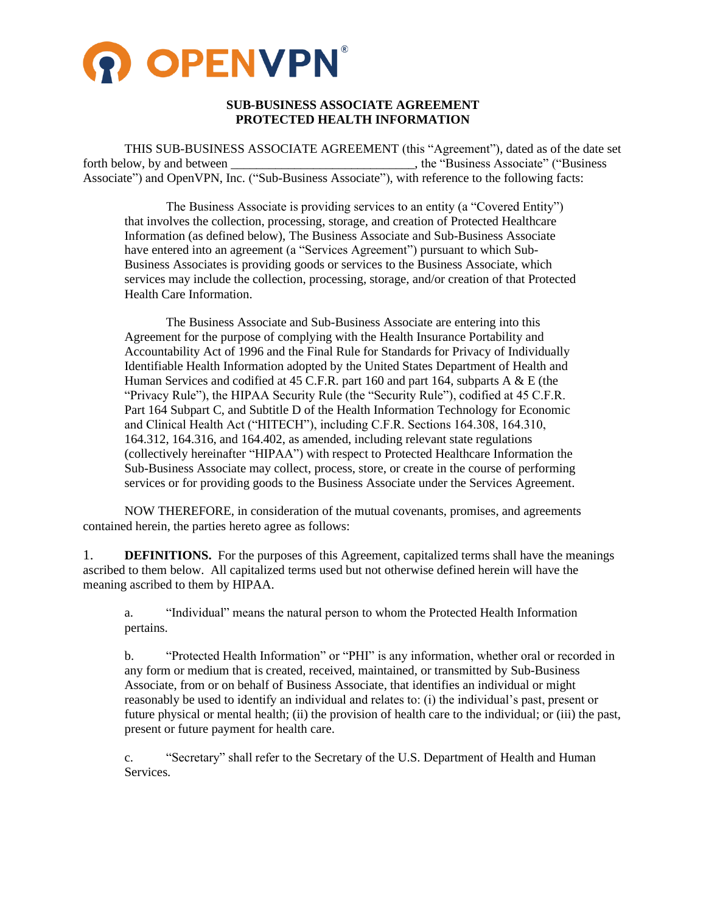OPENVPN®

**SUB-BUSINESS ASSOCIATE AGREEMENT**
**PROTECTED HEALTH INFORMATION**

THIS SUB-BUSINESS ASSOCIATE AGREEMENT (this "Agreement"), dated as of the date set forth below, by and between ____________________________, the "Business Associate" ("Business Associate") and OpenVPN, Inc. ("Sub-Business Associate"), with reference to the following facts:

> The Business Associate is providing services to an entity (a "Covered Entity") that involves the collection, processing, storage, and creation of Protected Healthcare Information (as defined below), The Business Associate and Sub-Business Associate have entered into an agreement (a "Services Agreement") pursuant to which Sub-Business Associates is providing goods or services to the Business Associate, which services may include the collection, processing, storage, and/or creation of that Protected Health Care Information.
>
> The Business Associate and Sub-Business Associate are entering into this Agreement for the purpose of complying with the Health Insurance Portability and Accountability Act of 1996 and the Final Rule for Standards for Privacy of Individually Identifiable Health Information adopted by the United States Department of Health and Human Services and codified at 45 C.F.R. part 160 and part 164, subparts A & E (the "Privacy Rule"), the HIPAA Security Rule (the "Security Rule"), codified at 45 C.F.R. Part 164 Subpart C, and Subtitle D of the Health Information Technology for Economic and Clinical Health Act ("HITECH"), including C.F.R. Sections 164.308, 164.310, 164.312, 164.316, and 164.402, as amended, including relevant state regulations (collectively hereinafter "HIPAA") with respect to Protected Healthcare Information the Sub-Business Associate may collect, process, store, or create in the course of performing services or for providing goods to the Business Associate under the Services Agreement.

NOW THEREFORE, in consideration of the mutual covenants, promises, and agreements contained herein, the parties hereto agree as follows:

1. **DEFINITIONS.** For the purposes of this Agreement, capitalized terms shall have the meanings ascribed to them below. All capitalized terms used but not otherwise defined herein will have the meaning ascribed to them by HIPAA.

   a. "Individual" means the natural person to whom the Protected Health Information pertains.

   b. "Protected Health Information" or "PHI" is any information, whether oral or recorded in any form or medium that is created, received, maintained, or transmitted by Sub-Business Associate, from or on behalf of Business Associate, that identifies an individual or might reasonably be used to identify an individual and relates to: (i) the individual's past, present or future physical or mental health; (ii) the provision of health care to the individual; or (iii) the past, present or future payment for health care.

   c. "Secretary" shall refer to the Secretary of the U.S. Department of Health and Human Services.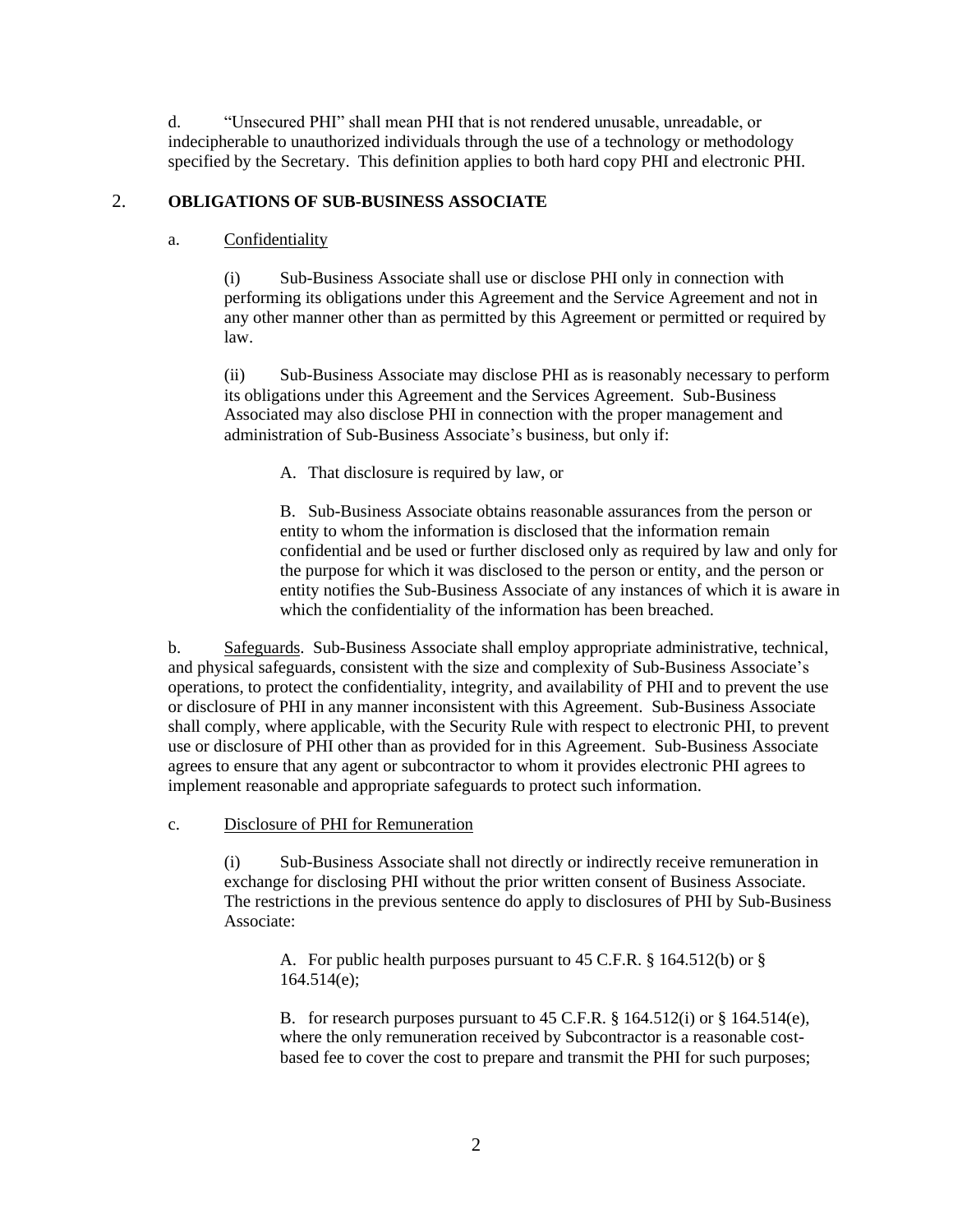d. "Unsecured PHI" shall mean PHI that is not rendered unusable, unreadable, or indecipherable to unauthorized individuals through the use of a technology or methodology specified by the Secretary. This definition applies to both hard copy PHI and electronic PHI.

## 2. OBLIGATIONS OF SUB-BUSINESS ASSOCIATE

a. Confidentiality

(i) Sub-Business Associate shall use or disclose PHI only in connection with performing its obligations under this Agreement and the Service Agreement and not in any other manner other than as permitted by this Agreement or permitted or required by law.

(ii) Sub-Business Associate may disclose PHI as is reasonably necessary to perform its obligations under this Agreement and the Services Agreement. Sub-Business Associated may also disclose PHI in connection with the proper management and administration of Sub-Business Associate's business, but only if:

A. That disclosure is required by law, or

B. Sub-Business Associate obtains reasonable assurances from the person or entity to whom the information is disclosed that the information remain confidential and be used or further disclosed only as required by law and only for the purpose for which it was disclosed to the person or entity, and the person or entity notifies the Sub-Business Associate of any instances of which it is aware in which the confidentiality of the information has been breached.

b. Safeguards. Sub-Business Associate shall employ appropriate administrative, technical, and physical safeguards, consistent with the size and complexity of Sub-Business Associate's operations, to protect the confidentiality, integrity, and availability of PHI and to prevent the use or disclosure of PHI in any manner inconsistent with this Agreement. Sub-Business Associate shall comply, where applicable, with the Security Rule with respect to electronic PHI, to prevent use or disclosure of PHI other than as provided for in this Agreement. Sub-Business Associate agrees to ensure that any agent or subcontractor to whom it provides electronic PHI agrees to implement reasonable and appropriate safeguards to protect such information.

c. Disclosure of PHI for Remuneration

(i) Sub-Business Associate shall not directly or indirectly receive remuneration in exchange for disclosing PHI without the prior written consent of Business Associate. The restrictions in the previous sentence do apply to disclosures of PHI by Sub-Business Associate:

A. For public health purposes pursuant to 45 C.F.R. § 164.512(b) or § 164.514(e);

B. for research purposes pursuant to 45 C.F.R. § 164.512(i) or § 164.514(e), where the only remuneration received by Subcontractor is a reasonable cost-based fee to cover the cost to prepare and transmit the PHI for such purposes;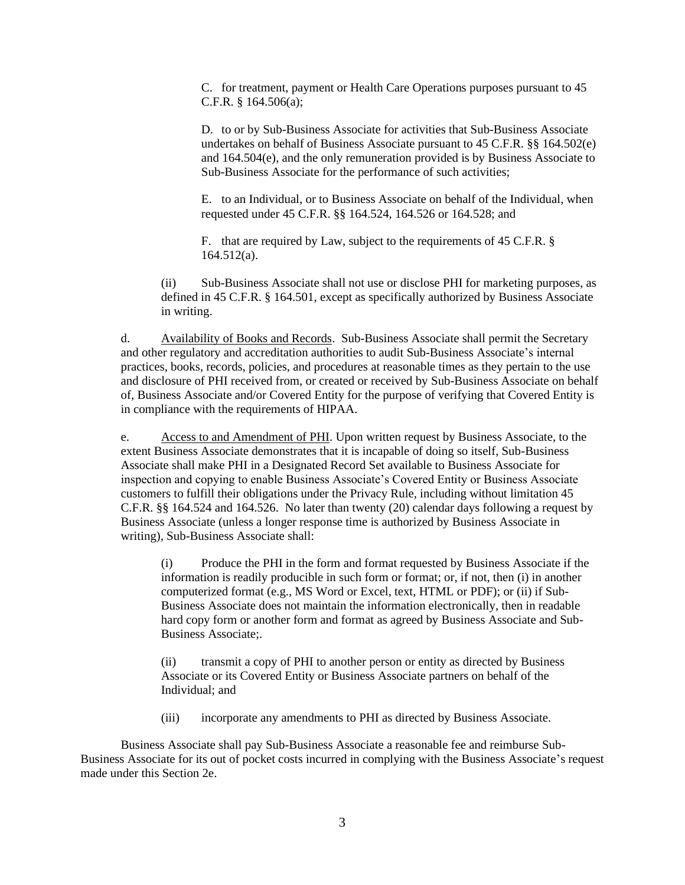C. for treatment, payment or Health Care Operations purposes pursuant to 45 C.F.R. § 164.506(a);

D. to or by Sub-Business Associate for activities that Sub-Business Associate undertakes on behalf of Business Associate pursuant to 45 C.F.R. §§ 164.502(e) and 164.504(e), and the only remuneration provided is by Business Associate to Sub-Business Associate for the performance of such activities;

E. to an Individual, or to Business Associate on behalf of the Individual, when requested under 45 C.F.R. §§ 164.524, 164.526 or 164.528; and

F. that are required by Law, subject to the requirements of 45 C.F.R. § 164.512(a).

(ii) Sub-Business Associate shall not use or disclose PHI for marketing purposes, as defined in 45 C.F.R. § 164.501, except as specifically authorized by Business Associate in writing.

d. Availability of Books and Records. Sub-Business Associate shall permit the Secretary and other regulatory and accreditation authorities to audit Sub-Business Associate's internal practices, books, records, policies, and procedures at reasonable times as they pertain to the use and disclosure of PHI received from, or created or received by Sub-Business Associate on behalf of, Business Associate and/or Covered Entity for the purpose of verifying that Covered Entity is in compliance with the requirements of HIPAA.

e. Access to and Amendment of PHI. Upon written request by Business Associate, to the extent Business Associate demonstrates that it is incapable of doing so itself, Sub-Business Associate shall make PHI in a Designated Record Set available to Business Associate for inspection and copying to enable Business Associate's Covered Entity or Business Associate customers to fulfill their obligations under the Privacy Rule, including without limitation 45 C.F.R. §§ 164.524 and 164.526. No later than twenty (20) calendar days following a request by Business Associate (unless a longer response time is authorized by Business Associate in writing), Sub-Business Associate shall:

(i) Produce the PHI in the form and format requested by Business Associate if the information is readily producible in such form or format; or, if not, then (i) in another computerized format (e.g., MS Word or Excel, text, HTML or PDF); or (ii) if Sub-Business Associate does not maintain the information electronically, then in readable hard copy form or another form and format as agreed by Business Associate and Sub-Business Associate;.

(ii) transmit a copy of PHI to another person or entity as directed by Business Associate or its Covered Entity or Business Associate partners on behalf of the Individual; and

(iii) incorporate any amendments to PHI as directed by Business Associate.

Business Associate shall pay Sub-Business Associate a reasonable fee and reimburse Sub-Business Associate for its out of pocket costs incurred in complying with the Business Associate's request made under this Section 2e.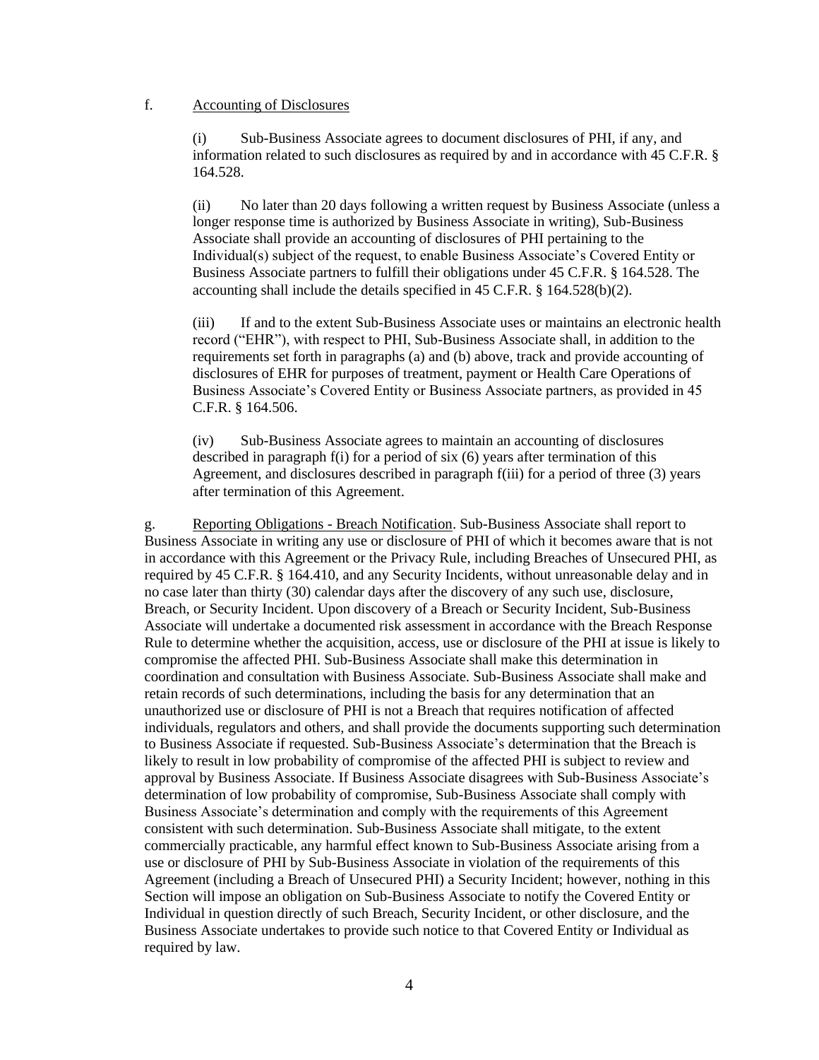f. <u>Accounting of Disclosures</u>

(i) Sub-Business Associate agrees to document disclosures of PHI, if any, and information related to such disclosures as required by and in accordance with 45 C.F.R. § 164.528.

(ii) No later than 20 days following a written request by Business Associate (unless a longer response time is authorized by Business Associate in writing), Sub-Business Associate shall provide an accounting of disclosures of PHI pertaining to the Individual(s) subject of the request, to enable Business Associate's Covered Entity or Business Associate partners to fulfill their obligations under 45 C.F.R. § 164.528. The accounting shall include the details specified in 45 C.F.R. § 164.528(b)(2).

(iii) If and to the extent Sub-Business Associate uses or maintains an electronic health record ("EHR"), with respect to PHI, Sub-Business Associate shall, in addition to the requirements set forth in paragraphs (a) and (b) above, track and provide accounting of disclosures of EHR for purposes of treatment, payment or Health Care Operations of Business Associate's Covered Entity or Business Associate partners, as provided in 45 C.F.R. § 164.506.

(iv) Sub-Business Associate agrees to maintain an accounting of disclosures described in paragraph f(i) for a period of six (6) years after termination of this Agreement, and disclosures described in paragraph f(iii) for a period of three (3) years after termination of this Agreement.

g. <u>Reporting Obligations - Breach Notification</u>. Sub-Business Associate shall report to Business Associate in writing any use or disclosure of PHI of which it becomes aware that is not in accordance with this Agreement or the Privacy Rule, including Breaches of Unsecured PHI, as required by 45 C.F.R. § 164.410, and any Security Incidents, without unreasonable delay and in no case later than thirty (30) calendar days after the discovery of any such use, disclosure, Breach, or Security Incident. Upon discovery of a Breach or Security Incident, Sub-Business Associate will undertake a documented risk assessment in accordance with the Breach Response Rule to determine whether the acquisition, access, use or disclosure of the PHI at issue is likely to compromise the affected PHI. Sub-Business Associate shall make this determination in coordination and consultation with Business Associate. Sub-Business Associate shall make and retain records of such determinations, including the basis for any determination that an unauthorized use or disclosure of PHI is not a Breach that requires notification of affected individuals, regulators and others, and shall provide the documents supporting such determination to Business Associate if requested. Sub-Business Associate's determination that the Breach is likely to result in low probability of compromise of the affected PHI is subject to review and approval by Business Associate. If Business Associate disagrees with Sub-Business Associate's determination of low probability of compromise, Sub-Business Associate shall comply with Business Associate's determination and comply with the requirements of this Agreement consistent with such determination. Sub-Business Associate shall mitigate, to the extent commercially practicable, any harmful effect known to Sub-Business Associate arising from a use or disclosure of PHI by Sub-Business Associate in violation of the requirements of this Agreement (including a Breach of Unsecured PHI) a Security Incident; however, nothing in this Section will impose an obligation on Sub-Business Associate to notify the Covered Entity or Individual in question directly of such Breach, Security Incident, or other disclosure, and the Business Associate undertakes to provide such notice to that Covered Entity or Individual as required by law.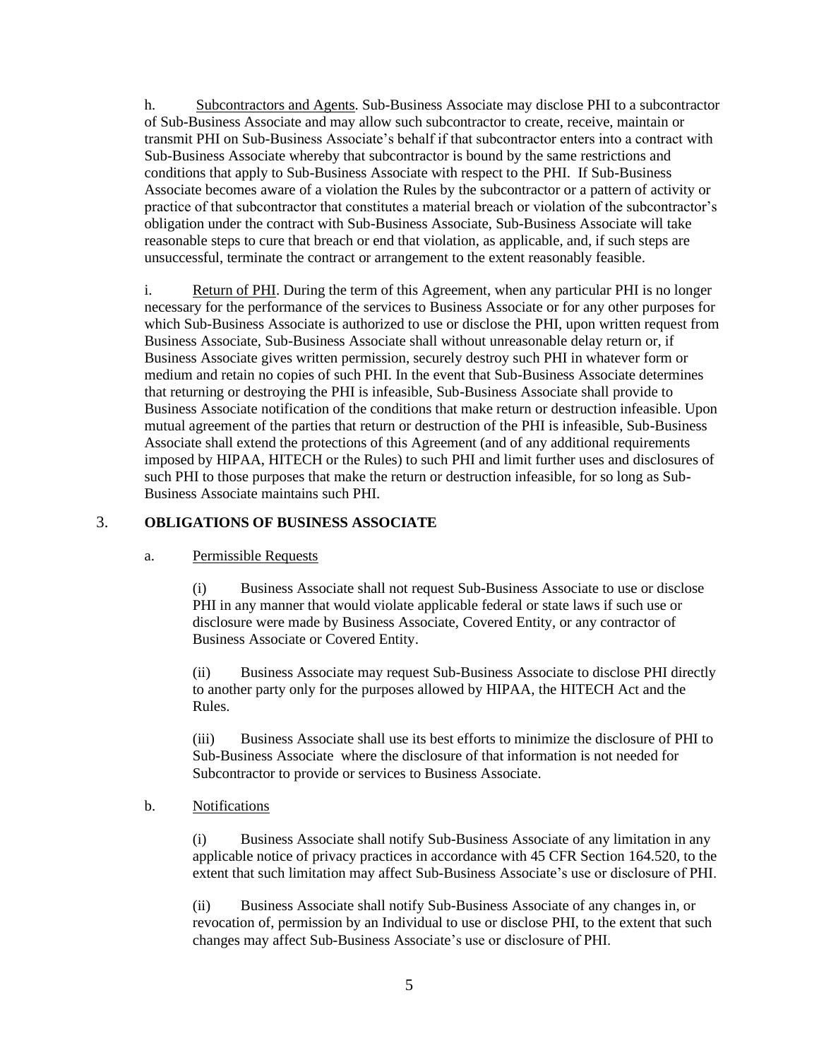h. Subcontractors and Agents. Sub-Business Associate may disclose PHI to a subcontractor of Sub-Business Associate and may allow such subcontractor to create, receive, maintain or transmit PHI on Sub-Business Associate's behalf if that subcontractor enters into a contract with Sub-Business Associate whereby that subcontractor is bound by the same restrictions and conditions that apply to Sub-Business Associate with respect to the PHI. If Sub-Business Associate becomes aware of a violation the Rules by the subcontractor or a pattern of activity or practice of that subcontractor that constitutes a material breach or violation of the subcontractor's obligation under the contract with Sub-Business Associate, Sub-Business Associate will take reasonable steps to cure that breach or end that violation, as applicable, and, if such steps are unsuccessful, terminate the contract or arrangement to the extent reasonably feasible.

i. Return of PHI. During the term of this Agreement, when any particular PHI is no longer necessary for the performance of the services to Business Associate or for any other purposes for which Sub-Business Associate is authorized to use or disclose the PHI, upon written request from Business Associate, Sub-Business Associate shall without unreasonable delay return or, if Business Associate gives written permission, securely destroy such PHI in whatever form or medium and retain no copies of such PHI. In the event that Sub-Business Associate determines that returning or destroying the PHI is infeasible, Sub-Business Associate shall provide to Business Associate notification of the conditions that make return or destruction infeasible. Upon mutual agreement of the parties that return or destruction of the PHI is infeasible, Sub-Business Associate shall extend the protections of this Agreement (and of any additional requirements imposed by HIPAA, HITECH or the Rules) to such PHI and limit further uses and disclosures of such PHI to those purposes that make the return or destruction infeasible, for so long as Sub-Business Associate maintains such PHI.

## 3. OBLIGATIONS OF BUSINESS ASSOCIATE

a. Permissible Requests

(i) Business Associate shall not request Sub-Business Associate to use or disclose PHI in any manner that would violate applicable federal or state laws if such use or disclosure were made by Business Associate, Covered Entity, or any contractor of Business Associate or Covered Entity.

(ii) Business Associate may request Sub-Business Associate to disclose PHI directly to another party only for the purposes allowed by HIPAA, the HITECH Act and the Rules.

(iii) Business Associate shall use its best efforts to minimize the disclosure of PHI to Sub-Business Associate where the disclosure of that information is not needed for Subcontractor to provide or services to Business Associate.

b. Notifications

(i) Business Associate shall notify Sub-Business Associate of any limitation in any applicable notice of privacy practices in accordance with 45 CFR Section 164.520, to the extent that such limitation may affect Sub-Business Associate's use or disclosure of PHI.

(ii) Business Associate shall notify Sub-Business Associate of any changes in, or revocation of, permission by an Individual to use or disclose PHI, to the extent that such changes may affect Sub-Business Associate's use or disclosure of PHI.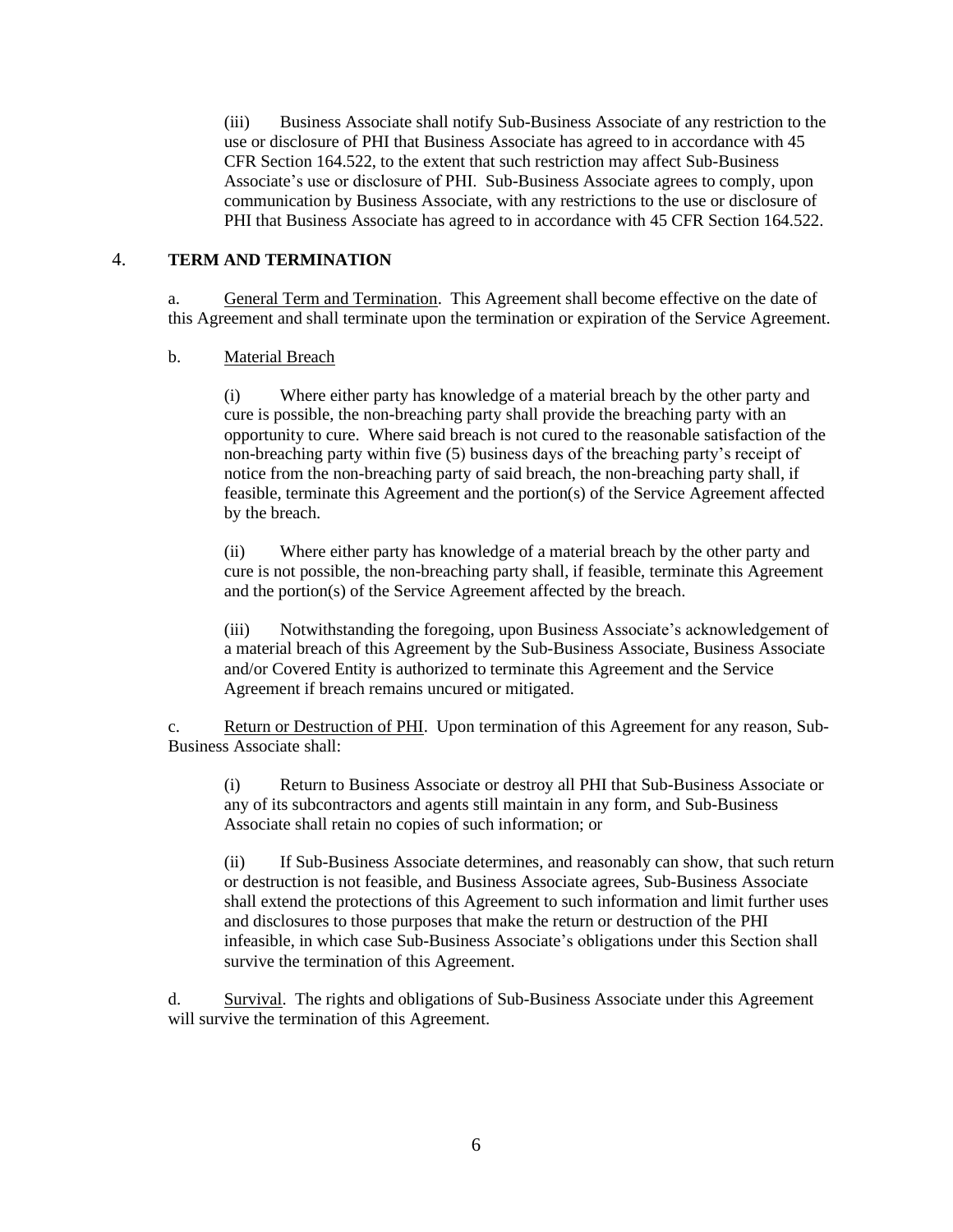(iii) Business Associate shall notify Sub-Business Associate of any restriction to the use or disclosure of PHI that Business Associate has agreed to in accordance with 45 CFR Section 164.522, to the extent that such restriction may affect Sub-Business Associate's use or disclosure of PHI. Sub-Business Associate agrees to comply, upon communication by Business Associate, with any restrictions to the use or disclosure of PHI that Business Associate has agreed to in accordance with 45 CFR Section 164.522.

## 4. TERM AND TERMINATION

a. <u>General Term and Termination</u>. This Agreement shall become effective on the date of this Agreement and shall terminate upon the termination or expiration of the Service Agreement.

b. <u>Material Breach</u>

(i) Where either party has knowledge of a material breach by the other party and cure is possible, the non-breaching party shall provide the breaching party with an opportunity to cure. Where said breach is not cured to the reasonable satisfaction of the non-breaching party within five (5) business days of the breaching party's receipt of notice from the non-breaching party of said breach, the non-breaching party shall, if feasible, terminate this Agreement and the portion(s) of the Service Agreement affected by the breach.

(ii) Where either party has knowledge of a material breach by the other party and cure is not possible, the non-breaching party shall, if feasible, terminate this Agreement and the portion(s) of the Service Agreement affected by the breach.

(iii) Notwithstanding the foregoing, upon Business Associate's acknowledgement of a material breach of this Agreement by the Sub-Business Associate, Business Associate and/or Covered Entity is authorized to terminate this Agreement and the Service Agreement if breach remains uncured or mitigated.

c. <u>Return or Destruction of PHI</u>. Upon termination of this Agreement for any reason, Sub-Business Associate shall:

(i) Return to Business Associate or destroy all PHI that Sub-Business Associate or any of its subcontractors and agents still maintain in any form, and Sub-Business Associate shall retain no copies of such information; or

(ii) If Sub-Business Associate determines, and reasonably can show, that such return or destruction is not feasible, and Business Associate agrees, Sub-Business Associate shall extend the protections of this Agreement to such information and limit further uses and disclosures to those purposes that make the return or destruction of the PHI infeasible, in which case Sub-Business Associate's obligations under this Section shall survive the termination of this Agreement.

d. <u>Survival</u>. The rights and obligations of Sub-Business Associate under this Agreement will survive the termination of this Agreement.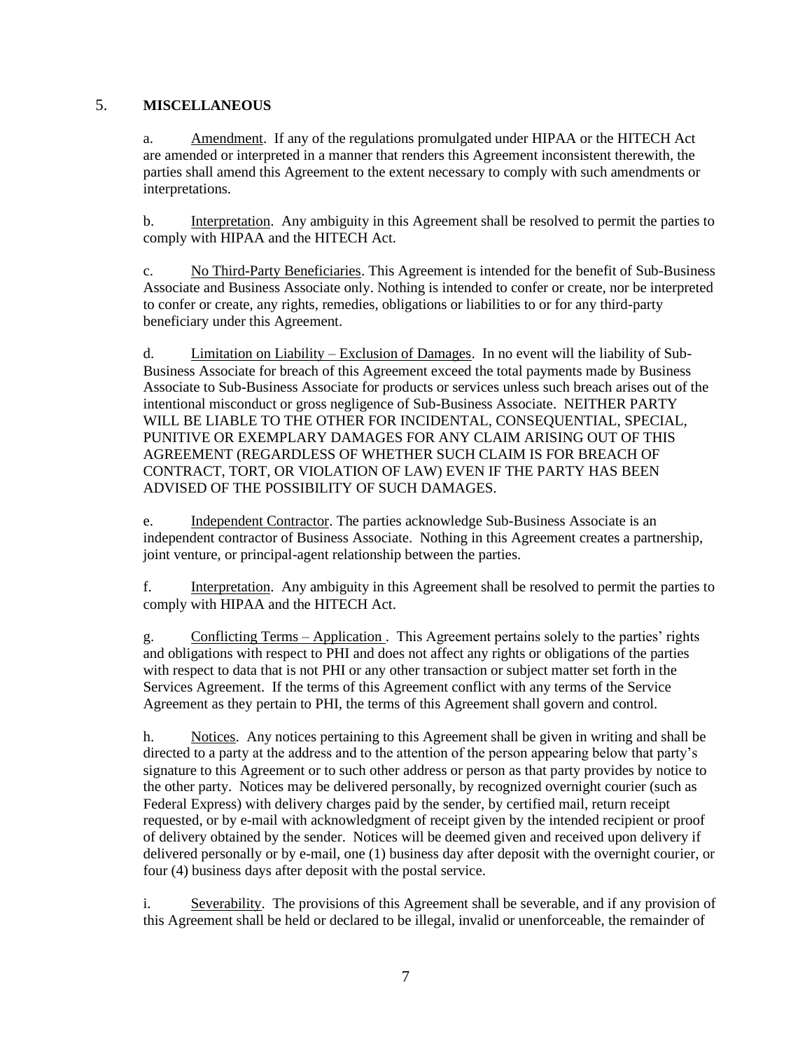## 5. MISCELLANEOUS

a. Amendment. If any of the regulations promulgated under HIPAA or the HITECH Act are amended or interpreted in a manner that renders this Agreement inconsistent therewith, the parties shall amend this Agreement to the extent necessary to comply with such amendments or interpretations.

b. Interpretation. Any ambiguity in this Agreement shall be resolved to permit the parties to comply with HIPAA and the HITECH Act.

c. No Third-Party Beneficiaries. This Agreement is intended for the benefit of Sub-Business Associate and Business Associate only. Nothing is intended to confer or create, nor be interpreted to confer or create, any rights, remedies, obligations or liabilities to or for any third-party beneficiary under this Agreement.

d. Limitation on Liability – Exclusion of Damages. In no event will the liability of Sub-Business Associate for breach of this Agreement exceed the total payments made by Business Associate to Sub-Business Associate for products or services unless such breach arises out of the intentional misconduct or gross negligence of Sub-Business Associate. NEITHER PARTY WILL BE LIABLE TO THE OTHER FOR INCIDENTAL, CONSEQUENTIAL, SPECIAL, PUNITIVE OR EXEMPLARY DAMAGES FOR ANY CLAIM ARISING OUT OF THIS AGREEMENT (REGARDLESS OF WHETHER SUCH CLAIM IS FOR BREACH OF CONTRACT, TORT, OR VIOLATION OF LAW) EVEN IF THE PARTY HAS BEEN ADVISED OF THE POSSIBILITY OF SUCH DAMAGES.

e. Independent Contractor. The parties acknowledge Sub-Business Associate is an independent contractor of Business Associate. Nothing in this Agreement creates a partnership, joint venture, or principal-agent relationship between the parties.

f. Interpretation. Any ambiguity in this Agreement shall be resolved to permit the parties to comply with HIPAA and the HITECH Act.

g. Conflicting Terms – Application . This Agreement pertains solely to the parties' rights and obligations with respect to PHI and does not affect any rights or obligations of the parties with respect to data that is not PHI or any other transaction or subject matter set forth in the Services Agreement. If the terms of this Agreement conflict with any terms of the Service Agreement as they pertain to PHI, the terms of this Agreement shall govern and control.

h. Notices. Any notices pertaining to this Agreement shall be given in writing and shall be directed to a party at the address and to the attention of the person appearing below that party's signature to this Agreement or to such other address or person as that party provides by notice to the other party. Notices may be delivered personally, by recognized overnight courier (such as Federal Express) with delivery charges paid by the sender, by certified mail, return receipt requested, or by e-mail with acknowledgment of receipt given by the intended recipient or proof of delivery obtained by the sender. Notices will be deemed given and received upon delivery if delivered personally or by e-mail, one (1) business day after deposit with the overnight courier, or four (4) business days after deposit with the postal service.

i. Severability. The provisions of this Agreement shall be severable, and if any provision of this Agreement shall be held or declared to be illegal, invalid or unenforceable, the remainder of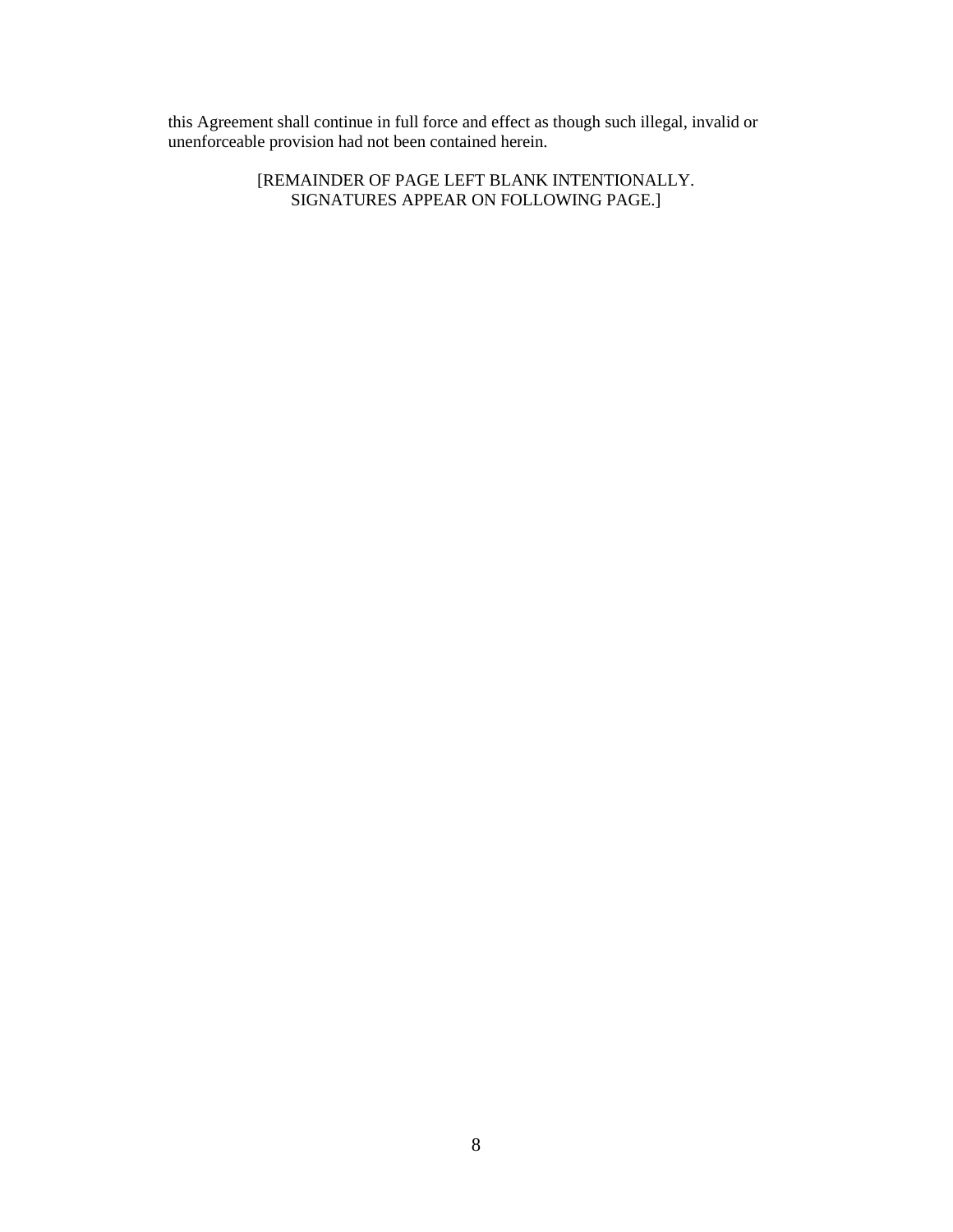this Agreement shall continue in full force and effect as though such illegal, invalid or unenforceable provision had not been contained herein.

[REMAINDER OF PAGE LEFT BLANK INTENTIONALLY.
SIGNATURES APPEAR ON FOLLOWING PAGE.]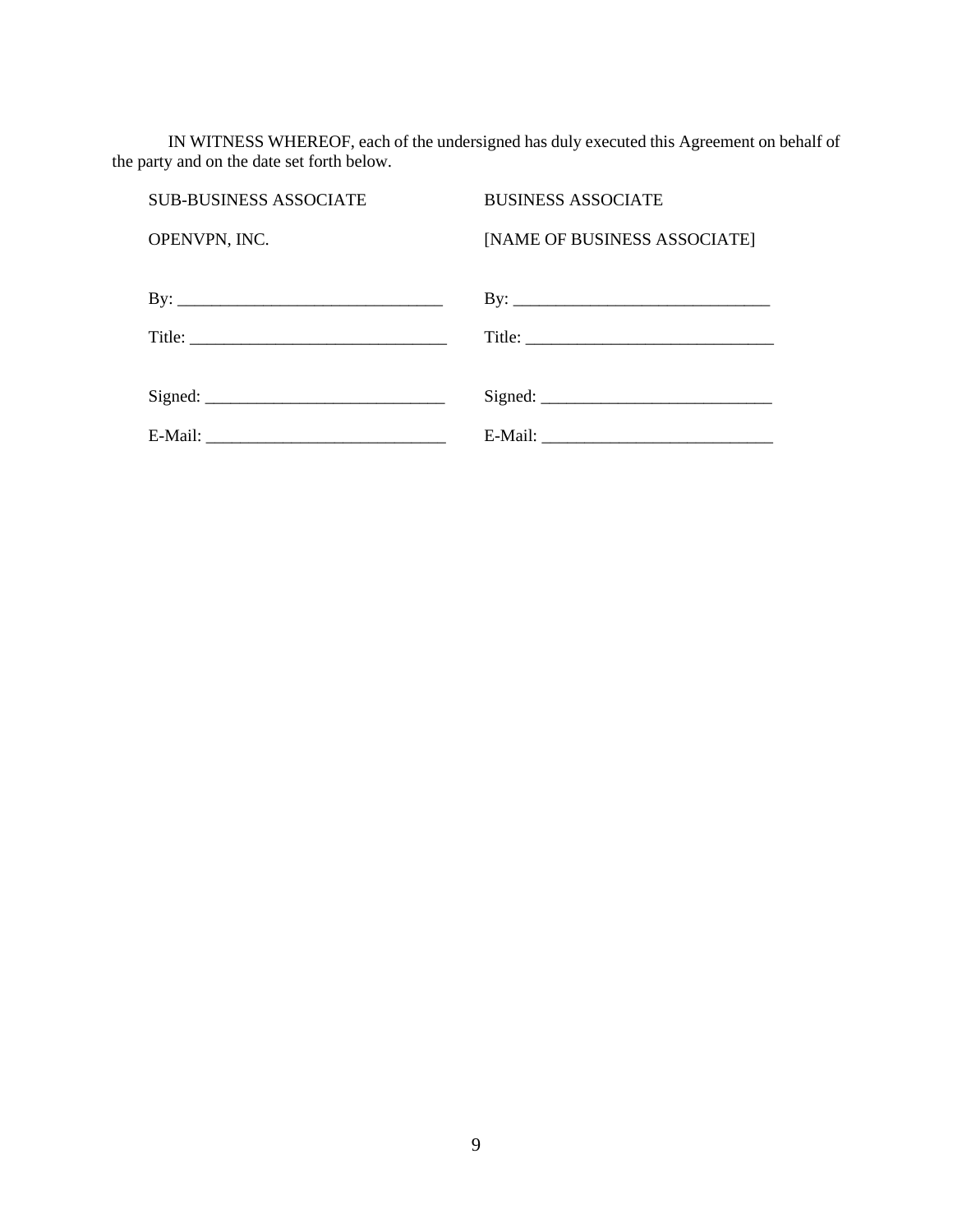IN WITNESS WHEREOF, each of the undersigned has duly executed this Agreement on behalf of the party and on the date set forth below.

| | |
|---|---|
| SUB-BUSINESS ASSOCIATE | BUSINESS ASSOCIATE |
| OPENVPN, INC. | [NAME OF BUSINESS ASSOCIATE] |
| By: _______________________________ | By: ______________________________ |
| Title: ______________________________ | Title: _____________________________ |
| Signed: ____________________________ | Signed: ___________________________ |
| E-Mail: ____________________________ | E-Mail: ___________________________ |